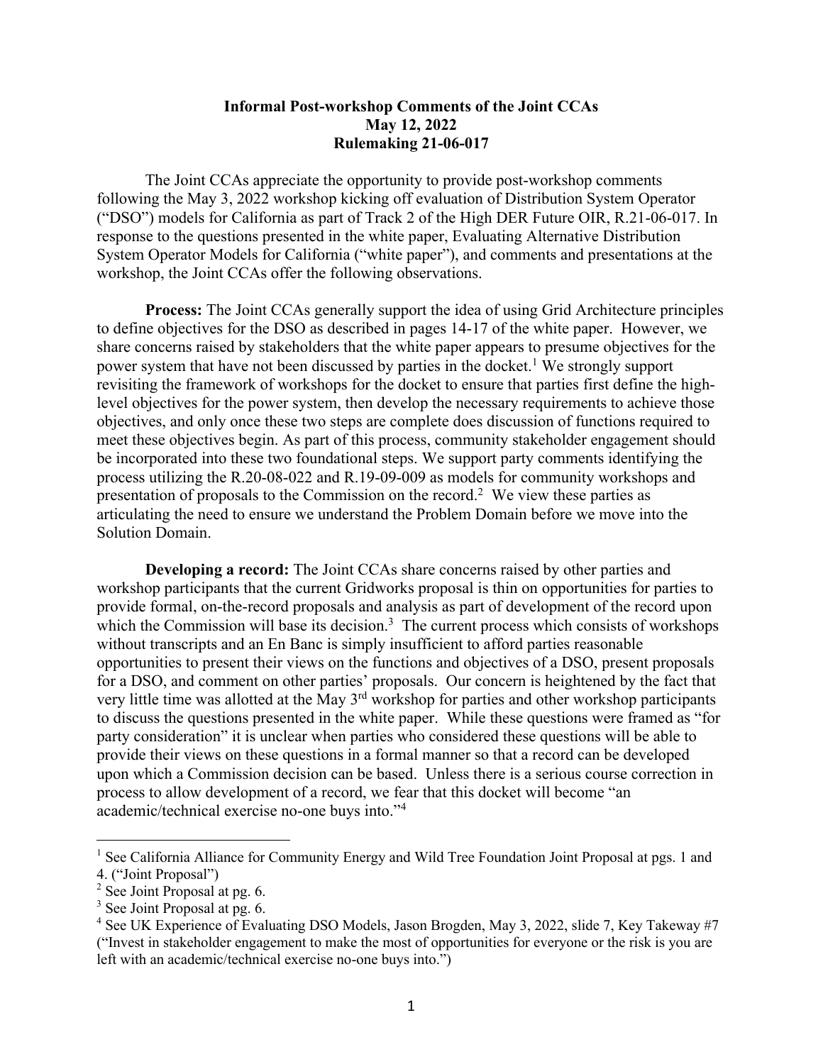**Informal Post-workshop Comments of the Joint CCAs**
**May 12, 2022**
**Rulemaking 21-06-017**

The Joint CCAs appreciate the opportunity to provide post-workshop comments following the May 3, 2022 workshop kicking off evaluation of Distribution System Operator ("DSO") models for California as part of Track 2 of the High DER Future OIR, R.21-06-017. In response to the questions presented in the white paper, Evaluating Alternative Distribution System Operator Models for California ("white paper"), and comments and presentations at the workshop, the Joint CCAs offer the following observations.

**Process:** The Joint CCAs generally support the idea of using Grid Architecture principles to define objectives for the DSO as described in pages 14-17 of the white paper. However, we share concerns raised by stakeholders that the white paper appears to presume objectives for the power system that have not been discussed by parties in the docket.[1] We strongly support revisiting the framework of workshops for the docket to ensure that parties first define the high-level objectives for the power system, then develop the necessary requirements to achieve those objectives, and only once these two steps are complete does discussion of functions required to meet these objectives begin. As part of this process, community stakeholder engagement should be incorporated into these two foundational steps. We support party comments identifying the process utilizing the R.20-08-022 and R.19-09-009 as models for community workshops and presentation of proposals to the Commission on the record.[2] We view these parties as articulating the need to ensure we understand the Problem Domain before we move into the Solution Domain.

**Developing a record:** The Joint CCAs share concerns raised by other parties and workshop participants that the current Gridworks proposal is thin on opportunities for parties to provide formal, on-the-record proposals and analysis as part of development of the record upon which the Commission will base its decision.[3] The current process which consists of workshops without transcripts and an En Banc is simply insufficient to afford parties reasonable opportunities to present their views on the functions and objectives of a DSO, present proposals for a DSO, and comment on other parties' proposals. Our concern is heightened by the fact that very little time was allotted at the May 3rd workshop for parties and other workshop participants to discuss the questions presented in the white paper. While these questions were framed as "for party consideration" it is unclear when parties who considered these questions will be able to provide their views on these questions in a formal manner so that a record can be developed upon which a Commission decision can be based. Unless there is a serious course correction in process to allow development of a record, we fear that this docket will become "an academic/technical exercise no-one buys into."[4]

---

[1] See California Alliance for Community Energy and Wild Tree Foundation Joint Proposal at pgs. 1 and 4. ("Joint Proposal")

[2] See Joint Proposal at pg. 6.

[3] See Joint Proposal at pg. 6.

[4] See UK Experience of Evaluating DSO Models, Jason Brogden, May 3, 2022, slide 7, Key Takeaway #7 ("Invest in stakeholder engagement to make the most of opportunities for everyone or the risk is you are left with an academic/technical exercise no-one buys into.")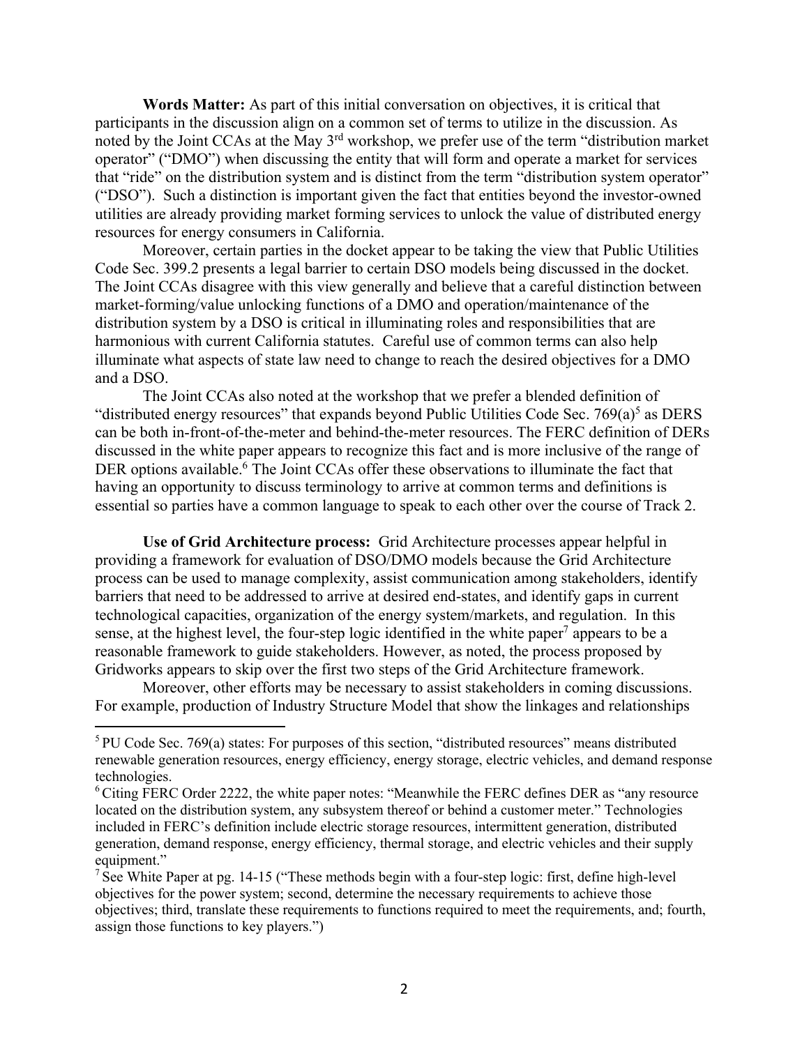**Words Matter:** As part of this initial conversation on objectives, it is critical that participants in the discussion align on a common set of terms to utilize in the discussion. As noted by the Joint CCAs at the May 3rd workshop, we prefer use of the term "distribution market operator" ("DMO") when discussing the entity that will form and operate a market for services that "ride" on the distribution system and is distinct from the term "distribution system operator" ("DSO"). Such a distinction is important given the fact that entities beyond the investor-owned utilities are already providing market forming services to unlock the value of distributed energy resources for energy consumers in California.

Moreover, certain parties in the docket appear to be taking the view that Public Utilities Code Sec. 399.2 presents a legal barrier to certain DSO models being discussed in the docket. The Joint CCAs disagree with this view generally and believe that a careful distinction between market-forming/value unlocking functions of a DMO and operation/maintenance of the distribution system by a DSO is critical in illuminating roles and responsibilities that are harmonious with current California statutes. Careful use of common terms can also help illuminate what aspects of state law need to change to reach the desired objectives for a DMO and a DSO.

The Joint CCAs also noted at the workshop that we prefer a blended definition of "distributed energy resources" that expands beyond Public Utilities Code Sec. 769(a)[5] as DERS can be both in-front-of-the-meter and behind-the-meter resources. The FERC definition of DERs discussed in the white paper appears to recognize this fact and is more inclusive of the range of DER options available.[6] The Joint CCAs offer these observations to illuminate the fact that having an opportunity to discuss terminology to arrive at common terms and definitions is essential so parties have a common language to speak to each other over the course of Track 2.

**Use of Grid Architecture process:** Grid Architecture processes appear helpful in providing a framework for evaluation of DSO/DMO models because the Grid Architecture process can be used to manage complexity, assist communication among stakeholders, identify barriers that need to be addressed to arrive at desired end-states, and identify gaps in current technological capacities, organization of the energy system/markets, and regulation. In this sense, at the highest level, the four-step logic identified in the white paper[7] appears to be a reasonable framework to guide stakeholders. However, as noted, the process proposed by Gridworks appears to skip over the first two steps of the Grid Architecture framework.

Moreover, other efforts may be necessary to assist stakeholders in coming discussions. For example, production of Industry Structure Model that show the linkages and relationships

---

[5] PU Code Sec. 769(a) states: For purposes of this section, "distributed resources" means distributed renewable generation resources, energy efficiency, energy storage, electric vehicles, and demand response technologies.

[6] Citing FERC Order 2222, the white paper notes: "Meanwhile the FERC defines DER as "any resource located on the distribution system, any subsystem thereof or behind a customer meter." Technologies included in FERC's definition include electric storage resources, intermittent generation, distributed generation, demand response, energy efficiency, thermal storage, and electric vehicles and their supply equipment."

[7] See White Paper at pg. 14-15 ("These methods begin with a four-step logic: first, define high-level objectives for the power system; second, determine the necessary requirements to achieve those objectives; third, translate these requirements to functions required to meet the requirements, and; fourth, assign those functions to key players.")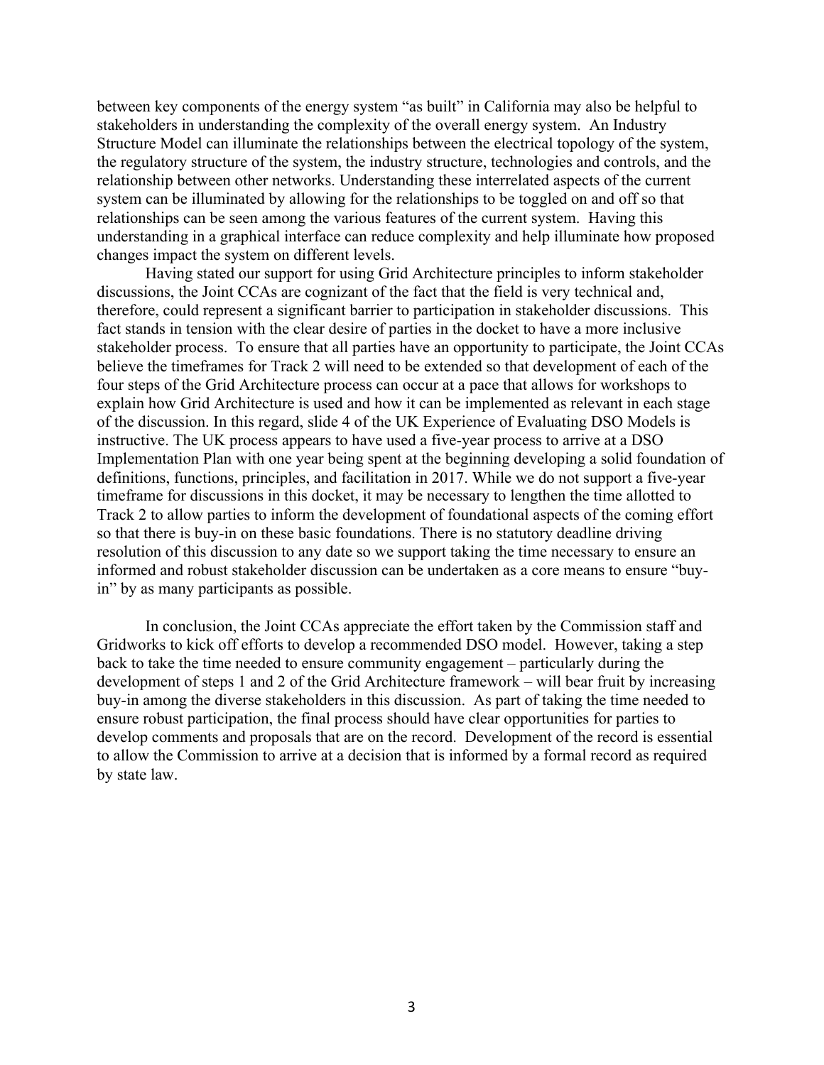between key components of the energy system "as built" in California may also be helpful to stakeholders in understanding the complexity of the overall energy system. An Industry Structure Model can illuminate the relationships between the electrical topology of the system, the regulatory structure of the system, the industry structure, technologies and controls, and the relationship between other networks. Understanding these interrelated aspects of the current system can be illuminated by allowing for the relationships to be toggled on and off so that relationships can be seen among the various features of the current system. Having this understanding in a graphical interface can reduce complexity and help illuminate how proposed changes impact the system on different levels.

Having stated our support for using Grid Architecture principles to inform stakeholder discussions, the Joint CCAs are cognizant of the fact that the field is very technical and, therefore, could represent a significant barrier to participation in stakeholder discussions. This fact stands in tension with the clear desire of parties in the docket to have a more inclusive stakeholder process. To ensure that all parties have an opportunity to participate, the Joint CCAs believe the timeframes for Track 2 will need to be extended so that development of each of the four steps of the Grid Architecture process can occur at a pace that allows for workshops to explain how Grid Architecture is used and how it can be implemented as relevant in each stage of the discussion. In this regard, slide 4 of the UK Experience of Evaluating DSO Models is instructive. The UK process appears to have used a five-year process to arrive at a DSO Implementation Plan with one year being spent at the beginning developing a solid foundation of definitions, functions, principles, and facilitation in 2017. While we do not support a five-year timeframe for discussions in this docket, it may be necessary to lengthen the time allotted to Track 2 to allow parties to inform the development of foundational aspects of the coming effort so that there is buy-in on these basic foundations. There is no statutory deadline driving resolution of this discussion to any date so we support taking the time necessary to ensure an informed and robust stakeholder discussion can be undertaken as a core means to ensure "buy-in" by as many participants as possible.

In conclusion, the Joint CCAs appreciate the effort taken by the Commission staff and Gridworks to kick off efforts to develop a recommended DSO model. However, taking a step back to take the time needed to ensure community engagement – particularly during the development of steps 1 and 2 of the Grid Architecture framework – will bear fruit by increasing buy-in among the diverse stakeholders in this discussion. As part of taking the time needed to ensure robust participation, the final process should have clear opportunities for parties to develop comments and proposals that are on the record. Development of the record is essential to allow the Commission to arrive at a decision that is informed by a formal record as required by state law.